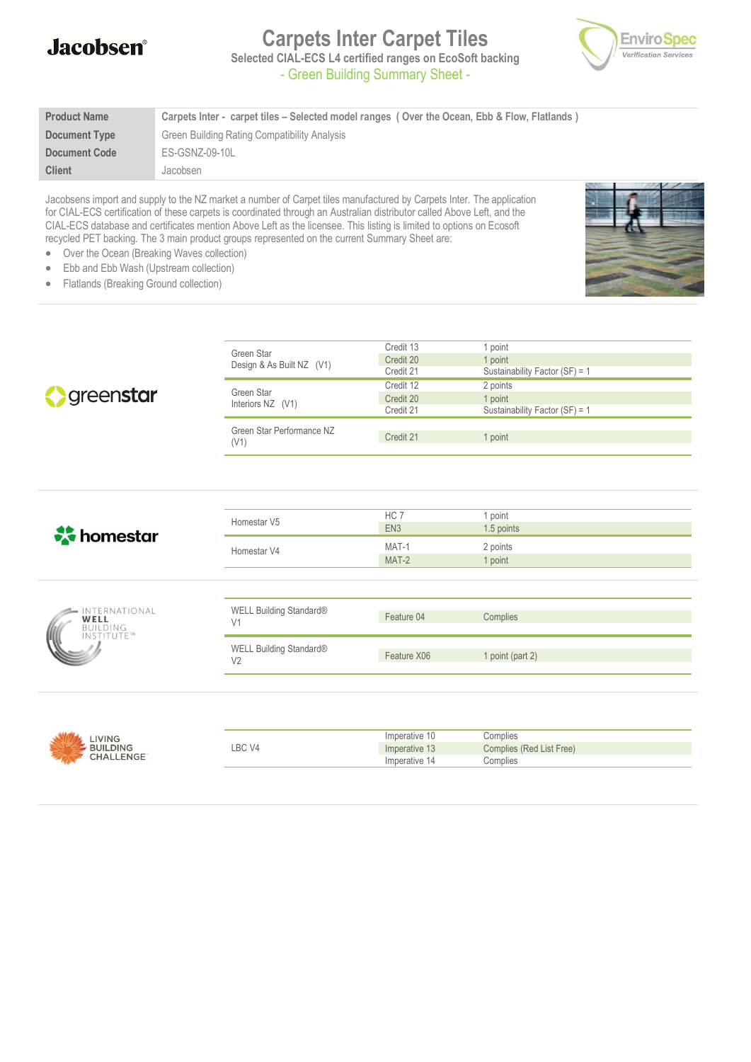# Carpets Inter Carpet Tiles

Selected CIAL-ECS L4 certified ranges on EcoSoft backing

- Green Building Summary Sheet -

| | |
|---|---|
| **Product Name** | **Carpets Inter - carpet tiles – Selected model ranges ( Over the Ocean, Ebb & Flow, Flatlands )** |
| **Document Type** | Green Building Rating Compatibility Analysis |
| **Document Code** | ES-GSNZ-09-10L |
| **Client** | Jacobsen |

Jacobsens import and supply to the NZ market a number of Carpet tiles manufactured by Carpets Inter. The application for CIAL-ECS certification of these carpets is coordinated through an Australian distributor called Above Left, and the CIAL-ECS database and certificates mention Above Left as the licensee. This listing is limited to options on Ecosoft recycled PET backing. The 3 main product groups represented on the current Summary Sheet are:

- Over the Ocean (Breaking Waves collection)
- Ebb and Ebb Wash (Upstream collection)
- Flatlands (Breaking Ground collection)

## greenstar

| Tool | Credit | Outcome |
|---|---|---|
| Green Star Design & As Built NZ (V1) | Credit 13 | 1 point |
| | Credit 20 | 1 point |
| | Credit 21 | Sustainability Factor (SF) = 1 |
| Green Star Interiors NZ (V1) | Credit 12 | 2 points |
| | Credit 20 | 1 point |
| | Credit 21 | Sustainability Factor (SF) = 1 |
| Green Star Performance NZ (V1) | Credit 21 | 1 point |

## homestar

| Tool | Credit | Outcome |
|---|---|---|
| Homestar V5 | HC 7 | 1 point |
| | EN3 | 1.5 points |
| Homestar V4 | MAT-1 | 2 points |
| | MAT-2 | 1 point |

## International WELL Building Institute

| Tool | Feature | Outcome |
|---|---|---|
| WELL Building Standard® V1 | Feature 04 | Complies |
| WELL Building Standard® V2 | Feature X06 | 1 point (part 2) |

## Living Building Challenge

| Tool | Imperative | Outcome |
|---|---|---|
| LBC V4 | Imperative 10 | Complies |
| | Imperative 13 | Complies (Red List Free) |
| | Imperative 14 | Complies |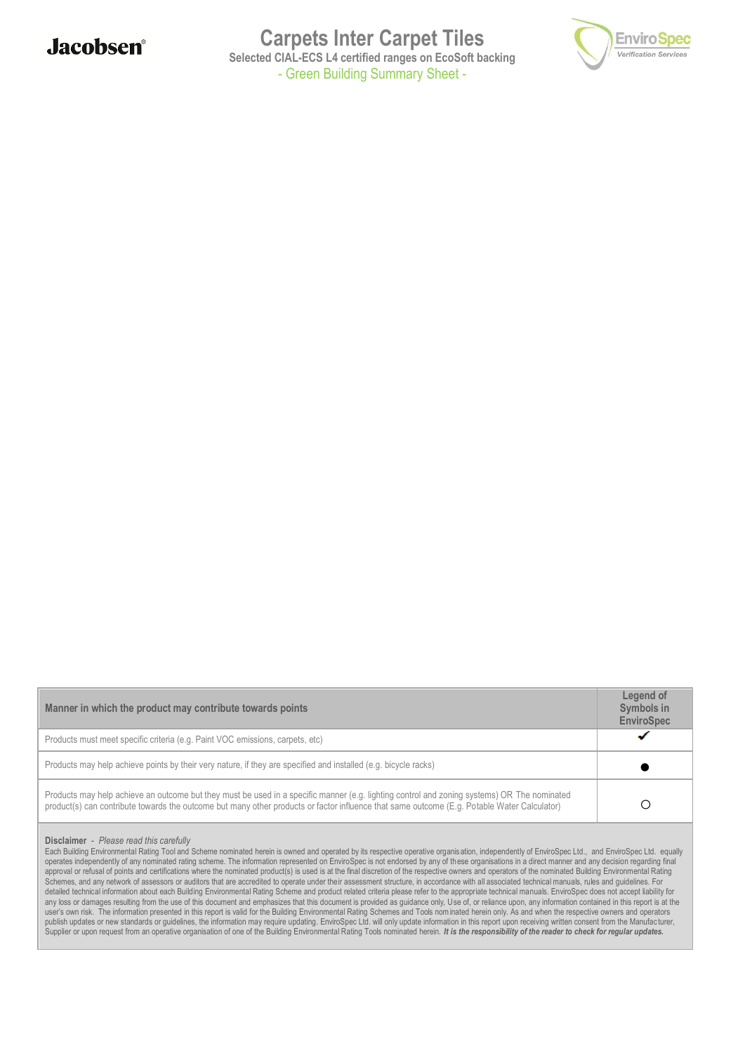# Carpets Inter Carpet Tiles

**Selected CIAL-ECS L4 certified ranges on EcoSoft backing**

- Green Building Summary Sheet -

| Manner in which the product may contribute towards points | Legend of Symbols in EnviroSpec |
|---|---|
| Products must meet specific criteria (e.g. Paint VOC emissions, carpets, etc) | ✔ |
| Products may help achieve points by their very nature, if they are specified and installed (e.g. bicycle racks) | ● |
| Products may help achieve an outcome but they must be used in a specific manner (e.g. lighting control and zoning systems) OR The nominated product(s) can contribute towards the outcome but many other products or factor influence that same outcome (E.g. Potable Water Calculator) | ○ |

**Disclaimer** - *Please read this carefully*

Each Building Environmental Rating Tool and Scheme nominated herein is owned and operated by its respective operative organisation, independently of EnviroSpec Ltd., and EnviroSpec Ltd. equally operates independently of any nominated rating scheme. The information represented on EnviroSpec is not endorsed by any of these organisations in a direct manner and any decision regarding final approval or refusal of points and certifications where the nominated product(s) is used is at the final discretion of the respective owners and operators of the nominated Building Environmental Rating Schemes, and any network of assessors or auditors that are accredited to operate under their assessment structure, in accordance with all associated technical manuals, rules and guidelines. For detailed technical information about each Building Environmental Rating Scheme and product related criteria please refer to the appropriate technical manuals. EnviroSpec does not accept liability for any loss or damages resulting from the use of this document and emphasizes that this document is provided as guidance only, Use of, or reliance upon, any information contained in this report is at the user's own risk. The information presented in this report is valid for the Building Environmental Rating Schemes and Tools nominated herein only. As and when the respective owners and operators publish updates or new standards or guidelines, the information may require updating. EnviroSpec Ltd. will only update information in this report upon receiving written consent from the Manufacturer, Supplier or upon request from an operative organisation of one of the Building Environmental Rating Tools nominated herein. ***It is the responsibility of the reader to check for regular updates.***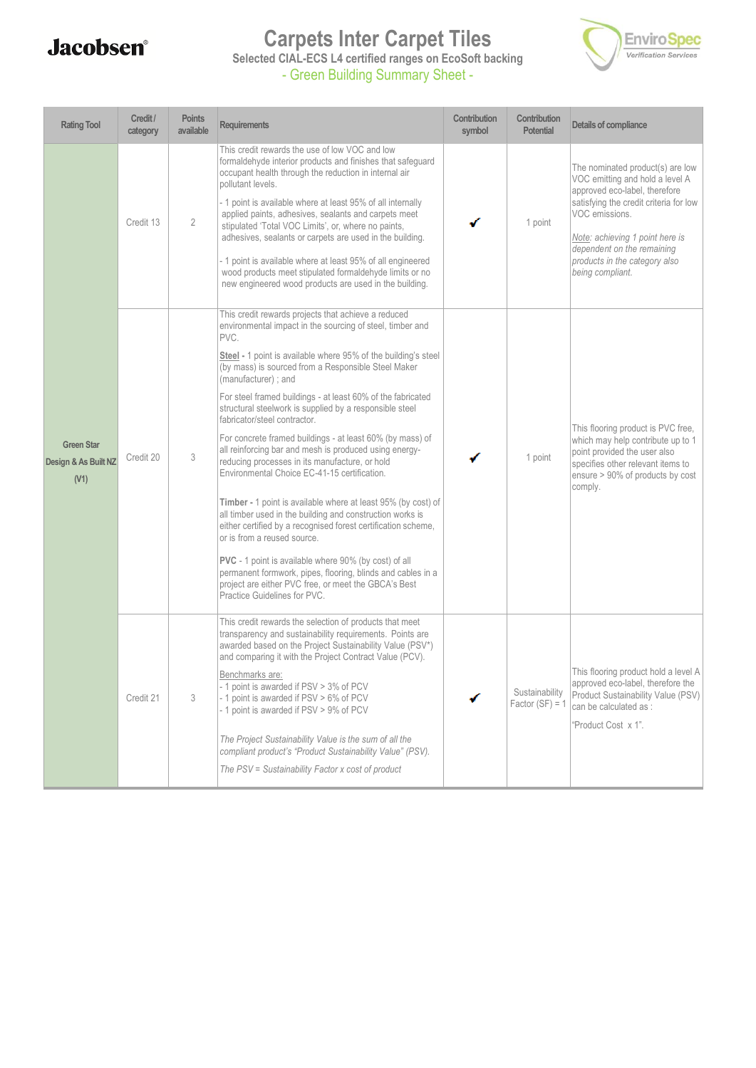Jacobsen®

# Carpets Inter Carpet Tiles

**Selected CIAL-ECS L4 certified ranges on EcoSoft backing**

- Green Building Summary Sheet -

EnviroSpec Verification Services

| Rating Tool | Credit / category | Points available | Requirements | Contribution symbol | Contribution Potential | Details of compliance |
|---|---|---|---|---|---|---|
| Green Star Design & As Built NZ (V1) | Credit 13 | 2 | This credit rewards the use of low VOC and low formaldehyde interior products and finishes that safeguard occupant health through the reduction in internal air pollutant levels.<br><br>- 1 point is available where at least 95% of all internally applied paints, adhesives, sealants and carpets meet stipulated 'Total VOC Limits', or, where no paints, adhesives, sealants or carpets are used in the building.<br><br>- 1 point is available where at least 95% of all engineered wood products meet stipulated formaldehyde limits or no new engineered wood products are used in the building. | ✔ | 1 point | The nominated product(s) are low VOC emitting and hold a level A approved eco-label, therefore satisfying the credit criteria for low VOC emissions.<br><br>*Note: achieving 1 point here is dependent on the remaining products in the category also being compliant.* |
| | Credit 20 | 3 | This credit rewards projects that achieve a reduced environmental impact in the sourcing of steel, timber and PVC.<br><br>**Steel** - 1 point is available where 95% of the building's steel (by mass) is sourced from a Responsible Steel Maker (manufacturer) ; and<br><br>For steel framed buildings - at least 60% of the fabricated structural steelwork is supplied by a responsible steel fabricator/steel contractor.<br><br>For concrete framed buildings - at least 60% (by mass) of all reinforcing bar and mesh is produced using energy-reducing processes in its manufacture, or hold Environmental Choice EC-41-15 certification.<br><br>**Timber** - 1 point is available where at least 95% (by cost) of all timber used in the building and construction works is either certified by a recognised forest certification scheme, or is from a reused source.<br><br>**PVC** - 1 point is available where 90% (by cost) of all permanent formwork, pipes, flooring, blinds and cables in a project are either PVC free, or meet the GBCA's Best Practice Guidelines for PVC. | ✔ | 1 point | This flooring product is PVC free, which may help contribute up to 1 point provided the user also specifies other relevant items to ensure > 90% of products by cost comply. |
| | Credit 21 | 3 | This credit rewards the selection of products that meet transparency and sustainability requirements. Points are awarded based on the Project Sustainability Value (PSV*) and comparing it with the Project Contract Value (PCV).<br><br>Benchmarks are:<br>- 1 point is awarded if PSV > 3% of PCV<br>- 1 point is awarded if PSV > 6% of PCV<br>- 1 point is awarded if PSV > 9% of PCV<br><br>*The Project Sustainability Value is the sum of all the compliant product's "Product Sustainability Value" (PSV).*<br><br>*The PSV = Sustainability Factor x cost of product* | ✔ | Sustainability Factor (SF) = 1 | This flooring product hold a level A approved eco-label, therefore the Product Sustainability Value (PSV) can be calculated as :<br><br>"Product Cost x 1". |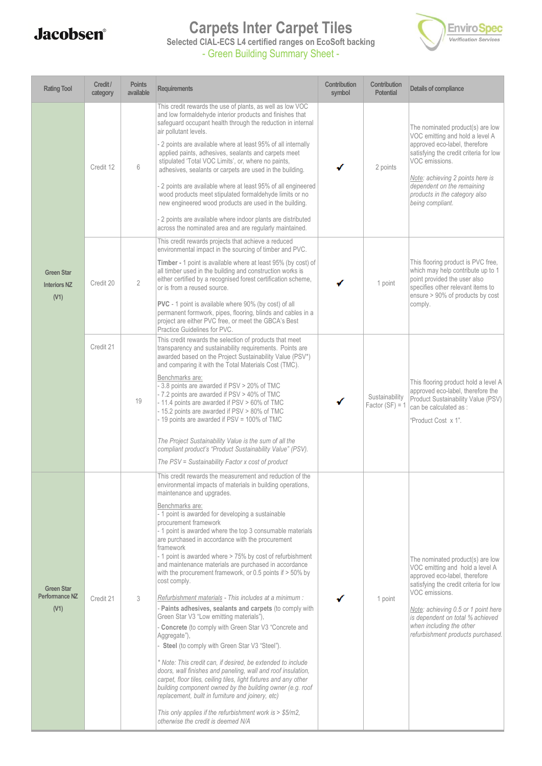Jacobsen®

# Carpets Inter Carpet Tiles

**Selected CIAL-ECS L4 certified ranges on EcoSoft backing**

## - Green Building Summary Sheet -

EnviroSpec Verification Services

| Rating Tool | Credit / category | Points available | Requirements | Contribution symbol | Contribution Potential | Details of compliance |
|---|---|---|---|---|---|---|
| Green Star Interiors NZ (V1) | Credit 12 | 6 | This credit rewards the use of plants, as well as low VOC and low formaldehyde interior products and finishes that safeguard occupant health through the reduction in internal air pollutant levels.<br><br>- 2 points are available where at least 95% of all internally applied paints, adhesives, sealants and carpets meet stipulated 'Total VOC Limits', or, where no paints, adhesives, sealants or carpets are used in the building.<br><br>- 2 points are available where at least 95% of all engineered wood products meet stipulated formaldehyde limits or no new engineered wood products are used in the building.<br><br>- 2 points are available where indoor plants are distributed across the nominated area and are regularly maintained. | ✔ | 2 points | The nominated product(s) are low VOC emitting and hold a level A approved eco-label, therefore satisfying the credit criteria for low VOC emissions.<br><br>*Note: achieving 2 points here is dependent on the remaining products in the category also being compliant.* |
| | Credit 20 | 2 | This credit rewards projects that achieve a reduced environmental impact in the sourcing of timber and PVC.<br><br>**Timber -** 1 point is available where at least 95% (by cost) of all timber used in the building and construction works is either certified by a recognised forest certification scheme, or is from a reused source.<br><br>**PVC** - 1 point is available where 90% (by cost) of all permanent formwork, pipes, flooring, blinds and cables in a project are either PVC free, or meet the GBCA's Best Practice Guidelines for PVC. | ✔ | 1 point | This flooring product is PVC free, which may help contribute up to 1 point provided the user also specifies other relevant items to ensure > 90% of products by cost comply. |
| | Credit 21 | 19 | This credit rewards the selection of products that meet transparency and sustainability requirements. Points are awarded based on the Project Sustainability Value (PSV*) and comparing it with the Total Materials Cost (TMC).<br><br>Benchmarks are:<br>- 3.8 points are awarded if PSV > 20% of TMC<br>- 7.2 points are awarded if PSV > 40% of TMC<br>- 11.4 points are awarded if PSV > 60% of TMC<br>- 15.2 points are awarded if PSV > 80% of TMC<br>- 19 points are awarded if PSV = 100% of TMC<br><br>*The Project Sustainability Value is the sum of all the compliant product's "Product Sustainability Value" (PSV).*<br><br>*The PSV = Sustainability Factor x cost of product* | ✔ | Sustainability Factor (SF) = 1 | This flooring product hold a level A approved eco-label, therefore the Product Sustainability Value (PSV) can be calculated as :<br><br>"Product Cost x 1". |
| Green Star Performance NZ (V1) | Credit 21 | 3 | This credit rewards the measurement and reduction of the environmental impacts of materials in building operations, maintenance and upgrades.<br><br>Benchmarks are:<br>- 1 point is awarded for developing a sustainable procurement framework<br>- 1 point is awarded where the top 3 consumable materials are purchased in accordance with the procurement framework<br>- 1 point is awarded where > 75% by cost of refurbishment and maintenance materials are purchased in accordance with the procurement framework, or 0.5 points if > 50% by cost comply.<br><br>*Refurbishment materials - This includes at a minimum :*<br>- **Paints adhesives, sealants and carpets** (to comply with Green Star V3 "Low emitting materials"),<br>- **Concrete** (to comply with Green Star V3 "Concrete and Aggregate"),<br>- **Steel** (to comply with Green Star V3 "Steel").<br><br>*\* Note: This credit can, if desired, be extended to include doors, wall finishes and paneling, wall and roof insulation, carpet, floor tiles, ceiling tiles, light fixtures and any other building component owned by the building owner (e.g. roof replacement, built in furniture and joinery, etc)*<br><br>*This only applies if the refurbishment work is > $5/m2, otherwise the credit is deemed N/A* | ✔ | 1 point | The nominated product(s) are low VOC emitting and hold a level A approved eco-label, therefore satisfying the credit criteria for low VOC emissions.<br><br>*Note: achieving 0.5 or 1 point here is dependent on total % achieved when including the other refurbishment products purchased.* |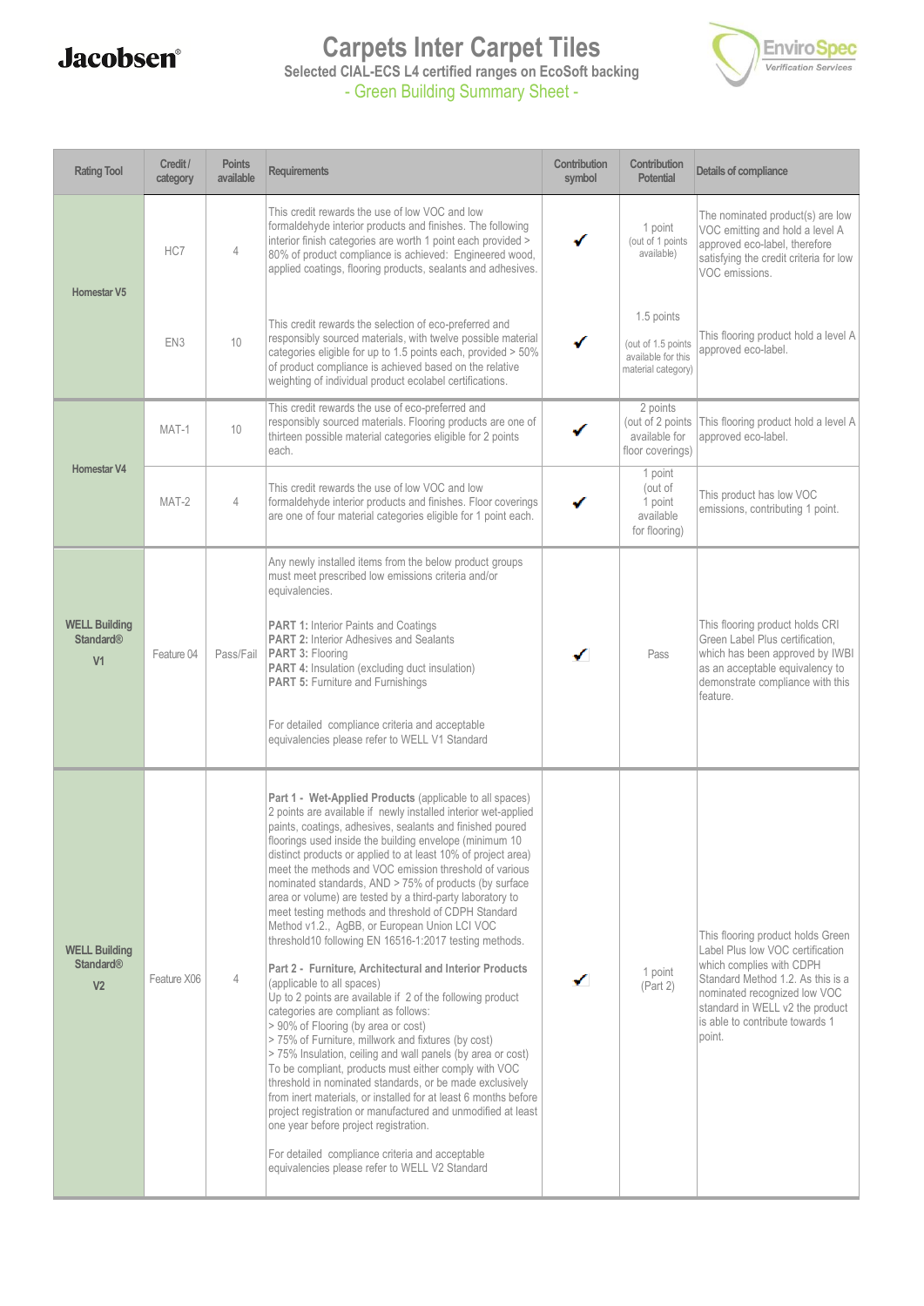Jacobsen®

# Carpets Inter Carpet Tiles

**Selected CIAL-ECS L4 certified ranges on EcoSoft backing**

## - Green Building Summary Sheet -

EnviroSpec Verification Services

| Rating Tool | Credit / category | Points available | Requirements | Contribution symbol | Contribution Potential | Details of compliance |
|---|---|---|---|---|---|---|
| **Homestar V5** | HC7 | 4 | This credit rewards the use of low VOC and low formaldehyde interior products and finishes. The following interior finish categories are worth 1 point each provided > 80% of product compliance is achieved: Engineered wood, applied coatings, flooring products, sealants and adhesives. | ✔ | 1 point (out of 1 points available) | The nominated product(s) are low VOC emitting and hold a level A approved eco-label, therefore satisfying the credit criteria for low VOC emissions. |
| | EN3 | 10 | This credit rewards the selection of eco-preferred and responsibly sourced materials, with twelve possible material categories eligible for up to 1.5 points each, provided > 50% of product compliance is achieved based on the relative weighting of individual product ecolabel certifications. | ✔ | 1.5 points (out of 1.5 points available for this material category) | This flooring product hold a level A approved eco-label. |
| **Homestar V4** | MAT-1 | 10 | This credit rewards the use of eco-preferred and responsibly sourced materials. Flooring products are one of thirteen possible material categories eligible for 2 points each. | ✔ | 2 points (out of 2 points available for floor coverings) | This flooring product hold a level A approved eco-label. |
| | MAT-2 | 4 | This credit rewards the use of low VOC and low formaldehyde interior products and finishes. Floor coverings are one of four material categories eligible for 1 point each. | ✔ | 1 point (out of 1 point available for flooring) | This product has low VOC emissions, contributing 1 point. |
| **WELL Building Standard® V1** | Feature 04 | Pass/Fail | Any newly installed items from the below product groups must meet prescribed low emissions criteria and/or equivalencies.<br><br>**PART 1:** Interior Paints and Coatings<br>**PART 2:** Interior Adhesives and Sealants<br>**PART 3:** Flooring<br>**PART 4:** Insulation (excluding duct insulation)<br>**PART 5:** Furniture and Furnishings<br><br>For detailed compliance criteria and acceptable equivalencies please refer to WELL V1 Standard | ✔ | Pass | This flooring product holds CRI Green Label Plus certification, which has been approved by IWBI as an acceptable equivalency to demonstrate compliance with this feature. |
| **WELL Building Standard® V2** | Feature X06 | 4 | **Part 1 - Wet-Applied Products** (applicable to all spaces)<br>2 points are available if newly installed interior wet-applied paints, coatings, adhesives, sealants and finished poured floorings used inside the building envelope (minimum 10 distinct products or applied to at least 10% of project area) meet the methods and VOC emission threshold of various nominated standards, AND > 75% of products (by surface area or volume) are tested by a third-party laboratory to meet testing methods and threshold of CDPH Standard Method v1.2., AgBB, or European Union LCI VOC threshold10 following EN 16516-1:2017 testing methods.<br><br>**Part 2 - Furniture, Architectural and Interior Products** (applicable to all spaces)<br>Up to 2 points are available if 2 of the following product categories are compliant as follows:<br>> 90% of Flooring (by area or cost)<br>> 75% of Furniture, millwork and fixtures (by cost)<br>> 75% Insulation, ceiling and wall panels (by area or cost)<br>To be compliant, products must either comply with VOC threshold in nominated standards, or be made exclusively from inert materials, or installed for at least 6 months before project registration or manufactured and unmodified at least one year before project registration.<br><br>For detailed compliance criteria and acceptable equivalencies please refer to WELL V2 Standard | ✔ | 1 point (Part 2) | This flooring product holds Green Label Plus low VOC certification which complies with CDPH Standard Method 1.2. As this is a nominated recognized low VOC standard in WELL v2 the product is able to contribute towards 1 point. |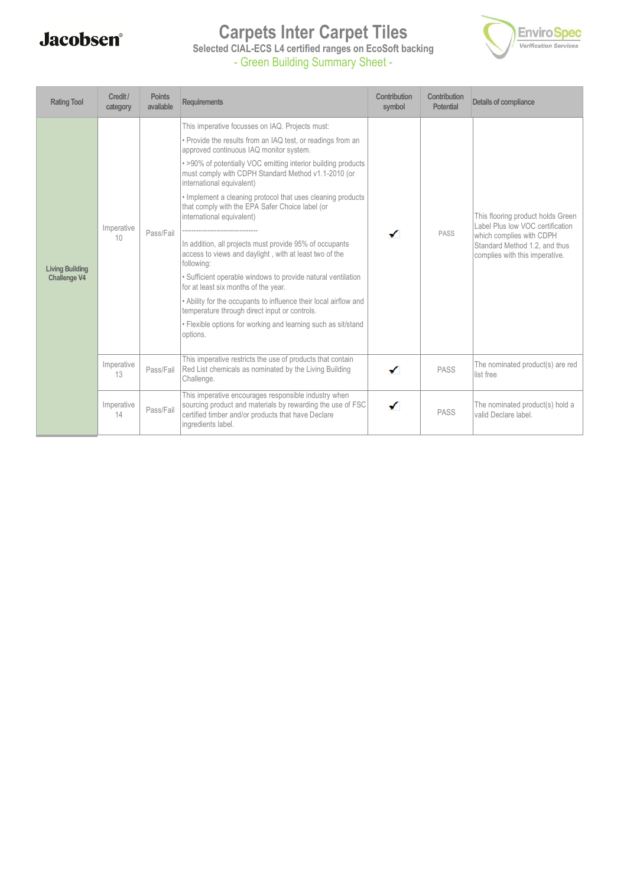Jacobsen®

# Carpets Inter Carpet Tiles

Selected CIAL-ECS L4 certified ranges on EcoSoft backing

- Green Building Summary Sheet -

EnviroSpec Verification Services

| Rating Tool | Credit / category | Points available | Requirements | Contribution symbol | Contribution Potential | Details of compliance |
|---|---|---|---|---|---|---|
| Living Building Challenge V4 | Imperative 10 | Pass/Fail | This imperative focusses on IAQ. Projects must:<br>• Provide the results from an IAQ test, or readings from an approved continuous IAQ monitor system.<br>• >90% of potentially VOC emitting interior building products must comply with CDPH Standard Method v1.1-2010 (or international equivalent)<br>• Implement a cleaning protocol that uses cleaning products that comply with the EPA Safer Choice label (or international equivalent)<br>----------------------------------<br>In addition, all projects must provide 95% of occupants access to views and daylight , with at least two of the following:<br>• Sufficient operable windows to provide natural ventilation for at least six months of the year.<br>• Ability for the occupants to influence their local airflow and temperature through direct input or controls.<br>• Flexible options for working and learning such as sit/stand options. | ✔ | PASS | This flooring product holds Green Label Plus low VOC certification which complies with CDPH Standard Method 1.2, and thus complies with this imperative. |
| | Imperative 13 | Pass/Fail | This imperative restricts the use of products that contain Red List chemicals as nominated by the Living Building Challenge. | ✔ | PASS | The nominated product(s) are red list free |
| | Imperative 14 | Pass/Fail | This imperative encourages responsible industry when sourcing product and materials by rewarding the use of FSC certified timber and/or products that have Declare ingredients label. | ✔ | PASS | The nominated product(s) hold a valid Declare label. |